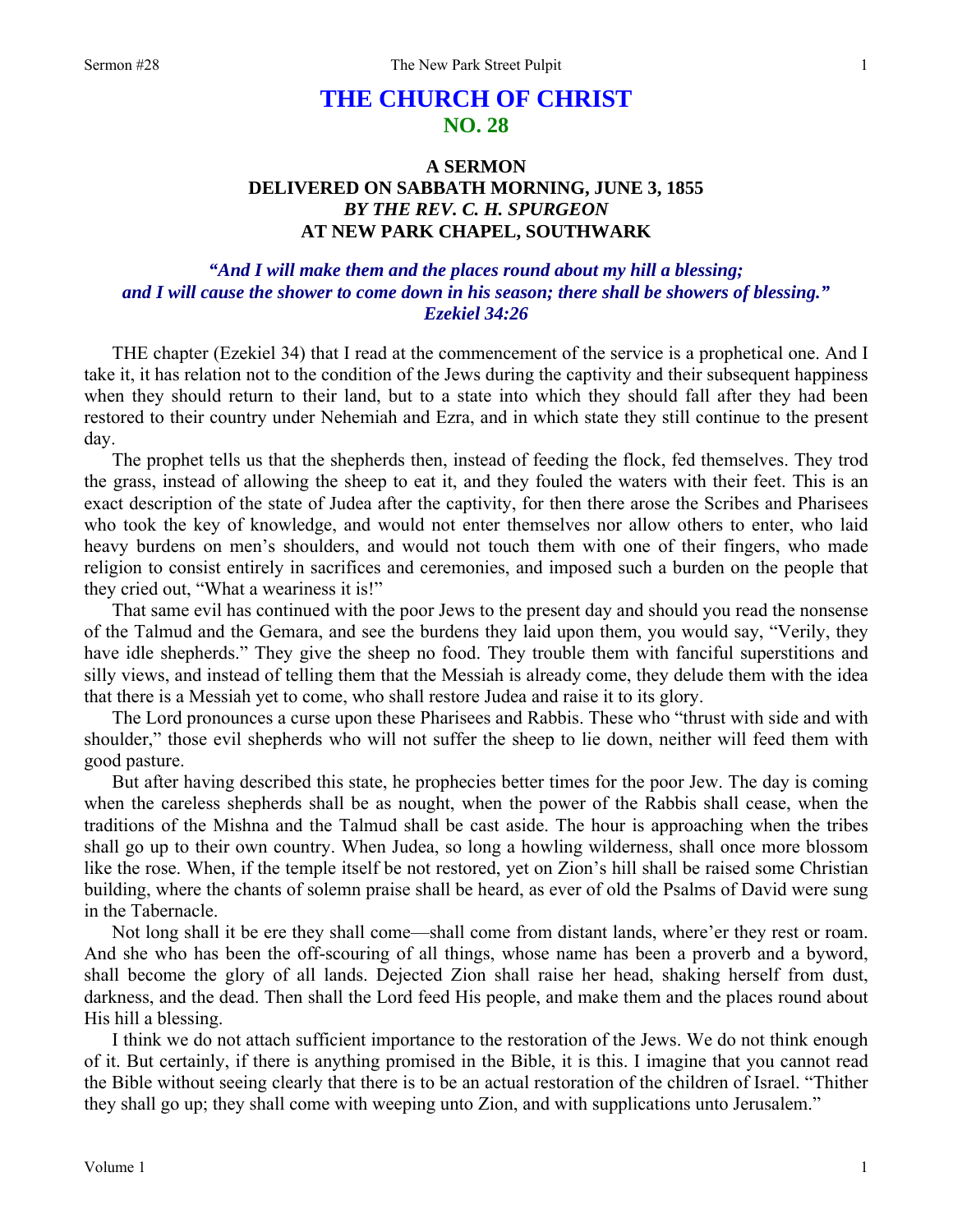# THE CHURCH OF CHRIST
## NO. 28

### A SERMON
### DELIVERED ON SABBATH MORNING, JUNE 3, 1855
### *BY THE REV. C. H. SPURGEON*
### AT NEW PARK CHAPEL, SOUTHWARK

***"And I will make them and the places round about my hill a blessing; and I will cause the shower to come down in his season; there shall be showers of blessing." Ezekiel 34:26***

THE chapter (Ezekiel 34) that I read at the commencement of the service is a prophetical one. And I take it, it has relation not to the condition of the Jews during the captivity and their subsequent happiness when they should return to their land, but to a state into which they should fall after they had been restored to their country under Nehemiah and Ezra, and in which state they still continue to the present day.

The prophet tells us that the shepherds then, instead of feeding the flock, fed themselves. They trod the grass, instead of allowing the sheep to eat it, and they fouled the waters with their feet. This is an exact description of the state of Judea after the captivity, for then there arose the Scribes and Pharisees who took the key of knowledge, and would not enter themselves nor allow others to enter, who laid heavy burdens on men's shoulders, and would not touch them with one of their fingers, who made religion to consist entirely in sacrifices and ceremonies, and imposed such a burden on the people that they cried out, "What a weariness it is!"

That same evil has continued with the poor Jews to the present day and should you read the nonsense of the Talmud and the Gemara, and see the burdens they laid upon them, you would say, "Verily, they have idle shepherds." They give the sheep no food. They trouble them with fanciful superstitions and silly views, and instead of telling them that the Messiah is already come, they delude them with the idea that there is a Messiah yet to come, who shall restore Judea and raise it to its glory.

The Lord pronounces a curse upon these Pharisees and Rabbis. These who "thrust with side and with shoulder," those evil shepherds who will not suffer the sheep to lie down, neither will feed them with good pasture.

But after having described this state, he prophecies better times for the poor Jew. The day is coming when the careless shepherds shall be as nought, when the power of the Rabbis shall cease, when the traditions of the Mishna and the Talmud shall be cast aside. The hour is approaching when the tribes shall go up to their own country. When Judea, so long a howling wilderness, shall once more blossom like the rose. When, if the temple itself be not restored, yet on Zion's hill shall be raised some Christian building, where the chants of solemn praise shall be heard, as ever of old the Psalms of David were sung in the Tabernacle.

Not long shall it be ere they shall come—shall come from distant lands, where'er they rest or roam. And she who has been the off-scouring of all things, whose name has been a proverb and a byword, shall become the glory of all lands. Dejected Zion shall raise her head, shaking herself from dust, darkness, and the dead. Then shall the Lord feed His people, and make them and the places round about His hill a blessing.

I think we do not attach sufficient importance to the restoration of the Jews. We do not think enough of it. But certainly, if there is anything promised in the Bible, it is this. I imagine that you cannot read the Bible without seeing clearly that there is to be an actual restoration of the children of Israel. "Thither they shall go up; they shall come with weeping unto Zion, and with supplications unto Jerusalem."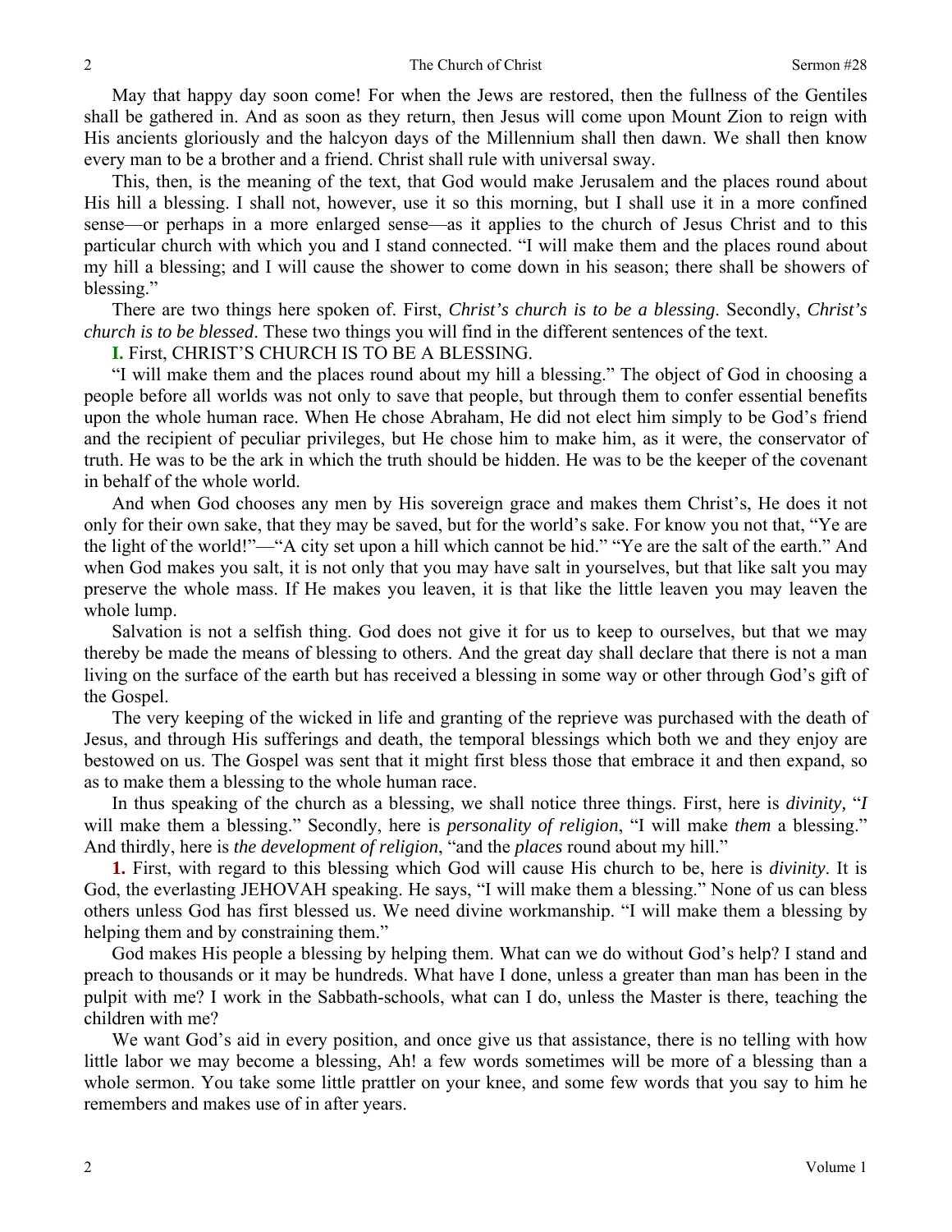May that happy day soon come! For when the Jews are restored, then the fullness of the Gentiles shall be gathered in. And as soon as they return, then Jesus will come upon Mount Zion to reign with His ancients gloriously and the halcyon days of the Millennium shall then dawn. We shall then know every man to be a brother and a friend. Christ shall rule with universal sway.

This, then, is the meaning of the text, that God would make Jerusalem and the places round about His hill a blessing. I shall not, however, use it so this morning, but I shall use it in a more confined sense—or perhaps in a more enlarged sense—as it applies to the church of Jesus Christ and to this particular church with which you and I stand connected. "I will make them and the places round about my hill a blessing; and I will cause the shower to come down in his season; there shall be showers of blessing."

There are two things here spoken of. First, *Christ's church is to be a blessing*. Secondly, *Christ's church is to be blessed*. These two things you will find in the different sentences of the text.

**I.** First, CHRIST'S CHURCH IS TO BE A BLESSING.

"I will make them and the places round about my hill a blessing." The object of God in choosing a people before all worlds was not only to save that people, but through them to confer essential benefits upon the whole human race. When He chose Abraham, He did not elect him simply to be God's friend and the recipient of peculiar privileges, but He chose him to make him, as it were, the conservator of truth. He was to be the ark in which the truth should be hidden. He was to be the keeper of the covenant in behalf of the whole world.

And when God chooses any men by His sovereign grace and makes them Christ's, He does it not only for their own sake, that they may be saved, but for the world's sake. For know you not that, "Ye are the light of the world!"—"A city set upon a hill which cannot be hid." "Ye are the salt of the earth." And when God makes you salt, it is not only that you may have salt in yourselves, but that like salt you may preserve the whole mass. If He makes you leaven, it is that like the little leaven you may leaven the whole lump.

Salvation is not a selfish thing. God does not give it for us to keep to ourselves, but that we may thereby be made the means of blessing to others. And the great day shall declare that there is not a man living on the surface of the earth but has received a blessing in some way or other through God's gift of the Gospel.

The very keeping of the wicked in life and granting of the reprieve was purchased with the death of Jesus, and through His sufferings and death, the temporal blessings which both we and they enjoy are bestowed on us. The Gospel was sent that it might first bless those that embrace it and then expand, so as to make them a blessing to the whole human race.

In thus speaking of the church as a blessing, we shall notice three things. First, here is *divinity,* "*I* will make them a blessing." Secondly, here is *personality of religion*, "I will make *them* a blessing." And thirdly, here is *the development of religion*, "and the *places* round about my hill."

**1.** First, with regard to this blessing which God will cause His church to be, here is *divinity*. It is God, the everlasting JEHOVAH speaking. He says, "I will make them a blessing." None of us can bless others unless God has first blessed us. We need divine workmanship. "I will make them a blessing by helping them and by constraining them."

God makes His people a blessing by helping them. What can we do without God's help? I stand and preach to thousands or it may be hundreds. What have I done, unless a greater than man has been in the pulpit with me? I work in the Sabbath-schools, what can I do, unless the Master is there, teaching the children with me?

We want God's aid in every position, and once give us that assistance, there is no telling with how little labor we may become a blessing, Ah! a few words sometimes will be more of a blessing than a whole sermon. You take some little prattler on your knee, and some few words that you say to him he remembers and makes use of in after years.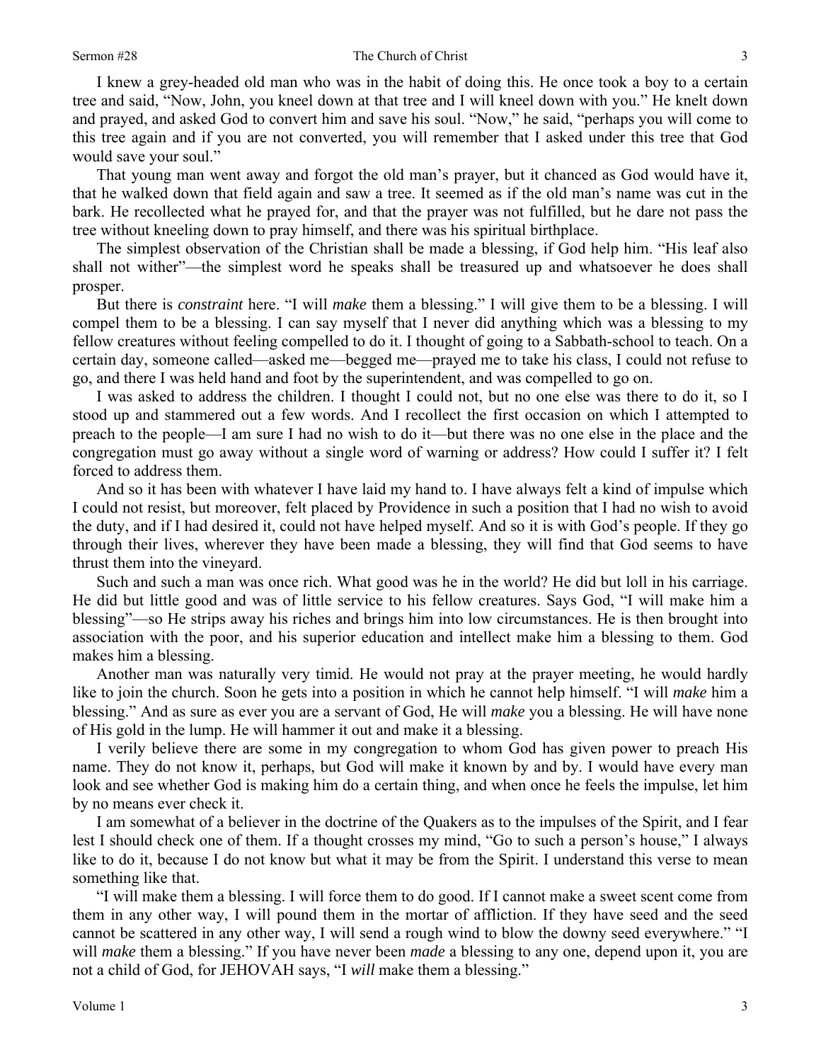I knew a grey-headed old man who was in the habit of doing this. He once took a boy to a certain tree and said, "Now, John, you kneel down at that tree and I will kneel down with you." He knelt down and prayed, and asked God to convert him and save his soul. "Now," he said, "perhaps you will come to this tree again and if you are not converted, you will remember that I asked under this tree that God would save your soul."

That young man went away and forgot the old man's prayer, but it chanced as God would have it, that he walked down that field again and saw a tree. It seemed as if the old man's name was cut in the bark. He recollected what he prayed for, and that the prayer was not fulfilled, but he dare not pass the tree without kneeling down to pray himself, and there was his spiritual birthplace.

The simplest observation of the Christian shall be made a blessing, if God help him. "His leaf also shall not wither"—the simplest word he speaks shall be treasured up and whatsoever he does shall prosper.

But there is *constraint* here. "I will *make* them a blessing." I will give them to be a blessing. I will compel them to be a blessing. I can say myself that I never did anything which was a blessing to my fellow creatures without feeling compelled to do it. I thought of going to a Sabbath-school to teach. On a certain day, someone called—asked me—begged me—prayed me to take his class, I could not refuse to go, and there I was held hand and foot by the superintendent, and was compelled to go on.

I was asked to address the children. I thought I could not, but no one else was there to do it, so I stood up and stammered out a few words. And I recollect the first occasion on which I attempted to preach to the people—I am sure I had no wish to do it—but there was no one else in the place and the congregation must go away without a single word of warning or address? How could I suffer it? I felt forced to address them.

And so it has been with whatever I have laid my hand to. I have always felt a kind of impulse which I could not resist, but moreover, felt placed by Providence in such a position that I had no wish to avoid the duty, and if I had desired it, could not have helped myself. And so it is with God's people. If they go through their lives, wherever they have been made a blessing, they will find that God seems to have thrust them into the vineyard.

Such and such a man was once rich. What good was he in the world? He did but loll in his carriage. He did but little good and was of little service to his fellow creatures. Says God, "I will make him a blessing"—so He strips away his riches and brings him into low circumstances. He is then brought into association with the poor, and his superior education and intellect make him a blessing to them. God makes him a blessing.

Another man was naturally very timid. He would not pray at the prayer meeting, he would hardly like to join the church. Soon he gets into a position in which he cannot help himself. "I will *make* him a blessing." And as sure as ever you are a servant of God, He will *make* you a blessing. He will have none of His gold in the lump. He will hammer it out and make it a blessing.

I verily believe there are some in my congregation to whom God has given power to preach His name. They do not know it, perhaps, but God will make it known by and by. I would have every man look and see whether God is making him do a certain thing, and when once he feels the impulse, let him by no means ever check it.

I am somewhat of a believer in the doctrine of the Quakers as to the impulses of the Spirit, and I fear lest I should check one of them. If a thought crosses my mind, "Go to such a person's house," I always like to do it, because I do not know but what it may be from the Spirit. I understand this verse to mean something like that.

"I will make them a blessing. I will force them to do good. If I cannot make a sweet scent come from them in any other way, I will pound them in the mortar of affliction. If they have seed and the seed cannot be scattered in any other way, I will send a rough wind to blow the downy seed everywhere." "I will *make* them a blessing." If you have never been *made* a blessing to any one, depend upon it, you are not a child of God, for JEHOVAH says, "I *will* make them a blessing."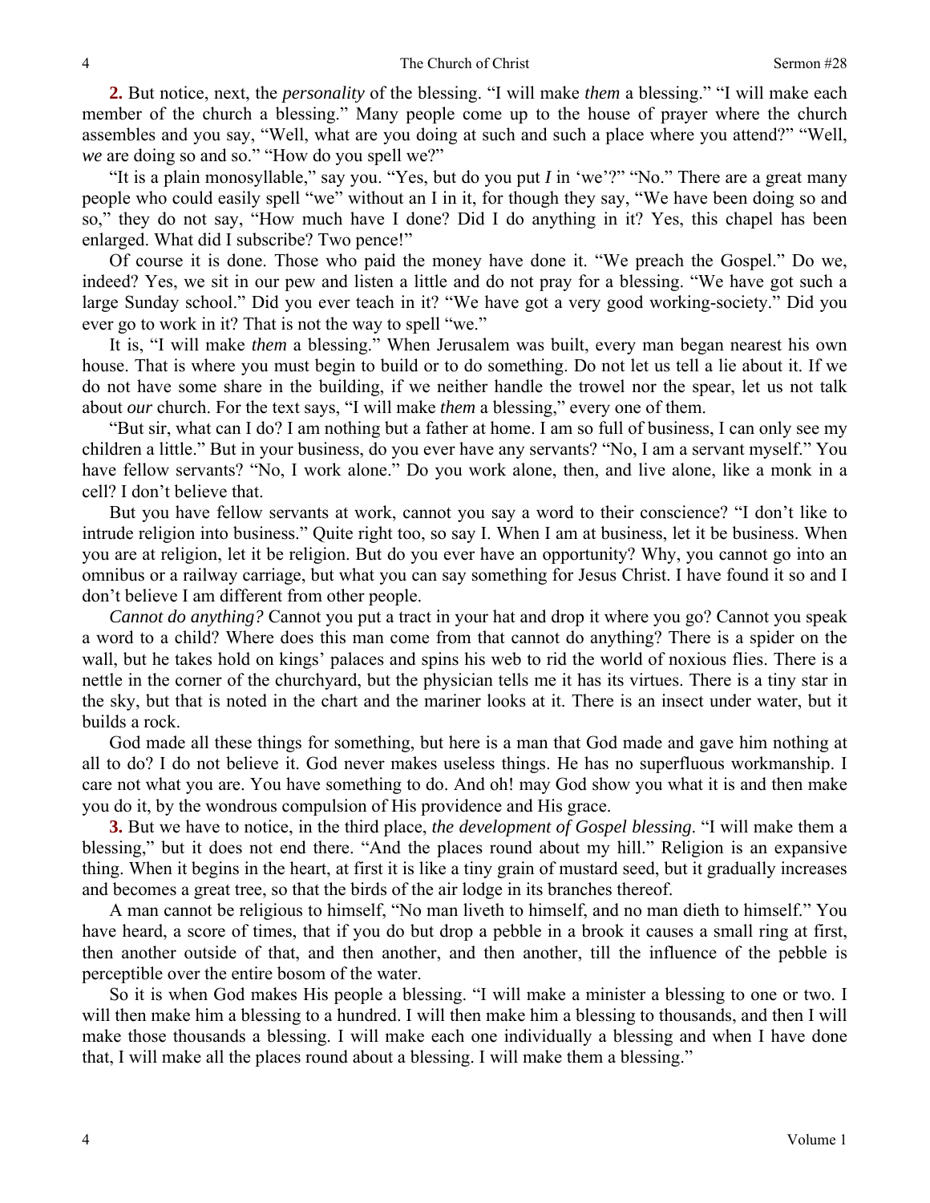**2.** But notice, next, the *personality* of the blessing. "I will make *them* a blessing." "I will make each member of the church a blessing." Many people come up to the house of prayer where the church assembles and you say, "Well, what are you doing at such and such a place where you attend?" "Well, *we* are doing so and so." "How do you spell we?"

"It is a plain monosyllable," say you. "Yes, but do you put *I* in 'we'?" "No." There are a great many people who could easily spell "we" without an I in it, for though they say, "We have been doing so and so," they do not say, "How much have I done? Did I do anything in it? Yes, this chapel has been enlarged. What did I subscribe? Two pence!"

Of course it is done. Those who paid the money have done it. "We preach the Gospel." Do we, indeed? Yes, we sit in our pew and listen a little and do not pray for a blessing. "We have got such a large Sunday school." Did you ever teach in it? "We have got a very good working-society." Did you ever go to work in it? That is not the way to spell "we."

It is, "I will make *them* a blessing." When Jerusalem was built, every man began nearest his own house. That is where you must begin to build or to do something. Do not let us tell a lie about it. If we do not have some share in the building, if we neither handle the trowel nor the spear, let us not talk about *our* church. For the text says, "I will make *them* a blessing," every one of them.

"But sir, what can I do? I am nothing but a father at home. I am so full of business, I can only see my children a little." But in your business, do you ever have any servants? "No, I am a servant myself." You have fellow servants? "No, I work alone." Do you work alone, then, and live alone, like a monk in a cell? I don't believe that.

But you have fellow servants at work, cannot you say a word to their conscience? "I don't like to intrude religion into business." Quite right too, so say I. When I am at business, let it be business. When you are at religion, let it be religion. But do you ever have an opportunity? Why, you cannot go into an omnibus or a railway carriage, but what you can say something for Jesus Christ. I have found it so and I don't believe I am different from other people.

*Cannot do anything?* Cannot you put a tract in your hat and drop it where you go? Cannot you speak a word to a child? Where does this man come from that cannot do anything? There is a spider on the wall, but he takes hold on kings' palaces and spins his web to rid the world of noxious flies. There is a nettle in the corner of the churchyard, but the physician tells me it has its virtues. There is a tiny star in the sky, but that is noted in the chart and the mariner looks at it. There is an insect under water, but it builds a rock.

God made all these things for something, but here is a man that God made and gave him nothing at all to do? I do not believe it. God never makes useless things. He has no superfluous workmanship. I care not what you are. You have something to do. And oh! may God show you what it is and then make you do it, by the wondrous compulsion of His providence and His grace.

**3.** But we have to notice, in the third place, *the development of Gospel blessing*. "I will make them a blessing," but it does not end there. "And the places round about my hill." Religion is an expansive thing. When it begins in the heart, at first it is like a tiny grain of mustard seed, but it gradually increases and becomes a great tree, so that the birds of the air lodge in its branches thereof.

A man cannot be religious to himself, "No man liveth to himself, and no man dieth to himself." You have heard, a score of times, that if you do but drop a pebble in a brook it causes a small ring at first, then another outside of that, and then another, and then another, till the influence of the pebble is perceptible over the entire bosom of the water.

So it is when God makes His people a blessing. "I will make a minister a blessing to one or two. I will then make him a blessing to a hundred. I will then make him a blessing to thousands, and then I will make those thousands a blessing. I will make each one individually a blessing and when I have done that, I will make all the places round about a blessing. I will make them a blessing."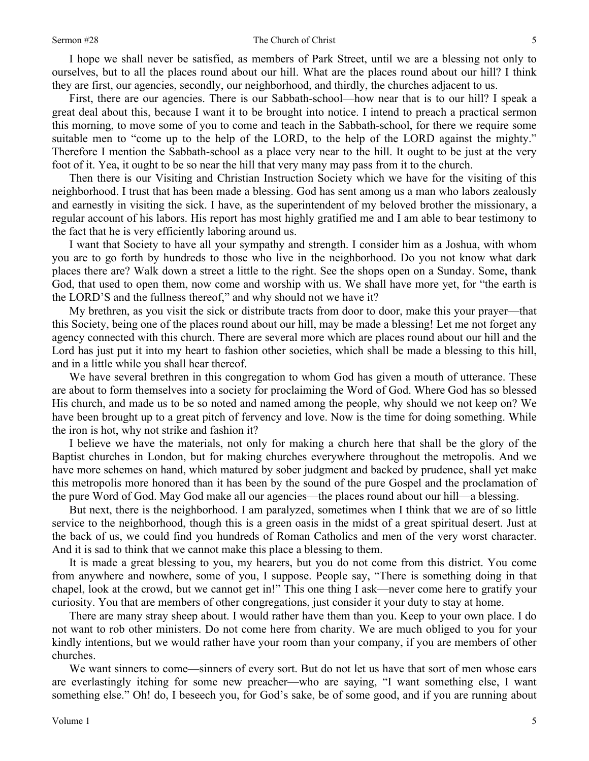I hope we shall never be satisfied, as members of Park Street, until we are a blessing not only to ourselves, but to all the places round about our hill. What are the places round about our hill? I think they are first, our agencies, secondly, our neighborhood, and thirdly, the churches adjacent to us.

First, there are our agencies. There is our Sabbath-school—how near that is to our hill? I speak a great deal about this, because I want it to be brought into notice. I intend to preach a practical sermon this morning, to move some of you to come and teach in the Sabbath-school, for there we require some suitable men to "come up to the help of the LORD, to the help of the LORD against the mighty." Therefore I mention the Sabbath-school as a place very near to the hill. It ought to be just at the very foot of it. Yea, it ought to be so near the hill that very many may pass from it to the church.

Then there is our Visiting and Christian Instruction Society which we have for the visiting of this neighborhood. I trust that has been made a blessing. God has sent among us a man who labors zealously and earnestly in visiting the sick. I have, as the superintendent of my beloved brother the missionary, a regular account of his labors. His report has most highly gratified me and I am able to bear testimony to the fact that he is very efficiently laboring around us.

I want that Society to have all your sympathy and strength. I consider him as a Joshua, with whom you are to go forth by hundreds to those who live in the neighborhood. Do you not know what dark places there are? Walk down a street a little to the right. See the shops open on a Sunday. Some, thank God, that used to open them, now come and worship with us. We shall have more yet, for "the earth is the LORD'S and the fullness thereof," and why should not we have it?

My brethren, as you visit the sick or distribute tracts from door to door, make this your prayer—that this Society, being one of the places round about our hill, may be made a blessing! Let me not forget any agency connected with this church. There are several more which are places round about our hill and the Lord has just put it into my heart to fashion other societies, which shall be made a blessing to this hill, and in a little while you shall hear thereof.

We have several brethren in this congregation to whom God has given a mouth of utterance. These are about to form themselves into a society for proclaiming the Word of God. Where God has so blessed His church, and made us to be so noted and named among the people, why should we not keep on? We have been brought up to a great pitch of fervency and love. Now is the time for doing something. While the iron is hot, why not strike and fashion it?

I believe we have the materials, not only for making a church here that shall be the glory of the Baptist churches in London, but for making churches everywhere throughout the metropolis. And we have more schemes on hand, which matured by sober judgment and backed by prudence, shall yet make this metropolis more honored than it has been by the sound of the pure Gospel and the proclamation of the pure Word of God. May God make all our agencies—the places round about our hill—a blessing.

But next, there is the neighborhood. I am paralyzed, sometimes when I think that we are of so little service to the neighborhood, though this is a green oasis in the midst of a great spiritual desert. Just at the back of us, we could find you hundreds of Roman Catholics and men of the very worst character. And it is sad to think that we cannot make this place a blessing to them.

It is made a great blessing to you, my hearers, but you do not come from this district. You come from anywhere and nowhere, some of you, I suppose. People say, "There is something doing in that chapel, look at the crowd, but we cannot get in!" This one thing I ask—never come here to gratify your curiosity. You that are members of other congregations, just consider it your duty to stay at home.

There are many stray sheep about. I would rather have them than you. Keep to your own place. I do not want to rob other ministers. Do not come here from charity. We are much obliged to you for your kindly intentions, but we would rather have your room than your company, if you are members of other churches.

We want sinners to come—sinners of every sort. But do not let us have that sort of men whose ears are everlastingly itching for some new preacher—who are saying, "I want something else, I want something else." Oh! do, I beseech you, for God's sake, be of some good, and if you are running about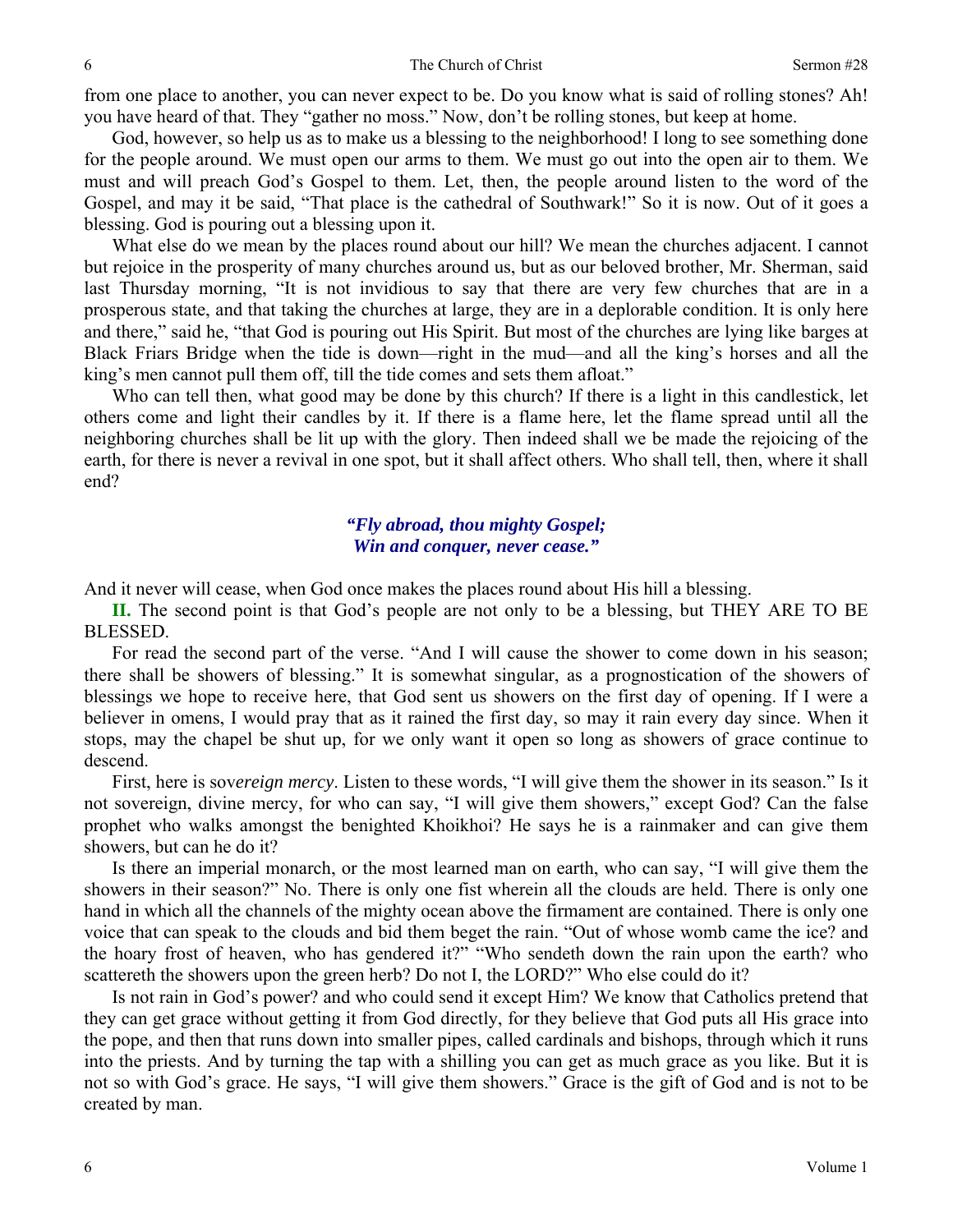from one place to another, you can never expect to be. Do you know what is said of rolling stones? Ah! you have heard of that. They "gather no moss." Now, don't be rolling stones, but keep at home.

God, however, so help us as to make us a blessing to the neighborhood! I long to see something done for the people around. We must open our arms to them. We must go out into the open air to them. We must and will preach God's Gospel to them. Let, then, the people around listen to the word of the Gospel, and may it be said, "That place is the cathedral of Southwark!" So it is now. Out of it goes a blessing. God is pouring out a blessing upon it.

What else do we mean by the places round about our hill? We mean the churches adjacent. I cannot but rejoice in the prosperity of many churches around us, but as our beloved brother, Mr. Sherman, said last Thursday morning, "It is not invidious to say that there are very few churches that are in a prosperous state, and that taking the churches at large, they are in a deplorable condition. It is only here and there," said he, "that God is pouring out His Spirit. But most of the churches are lying like barges at Black Friars Bridge when the tide is down—right in the mud—and all the king's horses and all the king's men cannot pull them off, till the tide comes and sets them afloat."

Who can tell then, what good may be done by this church? If there is a light in this candlestick, let others come and light their candles by it. If there is a flame here, let the flame spread until all the neighboring churches shall be lit up with the glory. Then indeed shall we be made the rejoicing of the earth, for there is never a revival in one spot, but it shall affect others. Who shall tell, then, where it shall end?

*"Fly abroad, thou mighty Gospel;*
*Win and conquer, never cease."*

And it never will cease, when God once makes the places round about His hill a blessing.

**II.** The second point is that God's people are not only to be a blessing, but THEY ARE TO BE BLESSED.

For read the second part of the verse. "And I will cause the shower to come down in his season; there shall be showers of blessing." It is somewhat singular, as a prognostication of the showers of blessings we hope to receive here, that God sent us showers on the first day of opening. If I were a believer in omens, I would pray that as it rained the first day, so may it rain every day since. When it stops, may the chapel be shut up, for we only want it open so long as showers of grace continue to descend.

First, here is sov*ereign mercy*. Listen to these words, "I will give them the shower in its season." Is it not sovereign, divine mercy, for who can say, "I will give them showers," except God? Can the false prophet who walks amongst the benighted Khoikhoi? He says he is a rainmaker and can give them showers, but can he do it?

Is there an imperial monarch, or the most learned man on earth, who can say, "I will give them the showers in their season?" No. There is only one fist wherein all the clouds are held. There is only one hand in which all the channels of the mighty ocean above the firmament are contained. There is only one voice that can speak to the clouds and bid them beget the rain. "Out of whose womb came the ice? and the hoary frost of heaven, who has gendered it?" "Who sendeth down the rain upon the earth? who scattereth the showers upon the green herb? Do not I, the LORD?" Who else could do it?

Is not rain in God's power? and who could send it except Him? We know that Catholics pretend that they can get grace without getting it from God directly, for they believe that God puts all His grace into the pope, and then that runs down into smaller pipes, called cardinals and bishops, through which it runs into the priests. And by turning the tap with a shilling you can get as much grace as you like. But it is not so with God's grace. He says, "I will give them showers." Grace is the gift of God and is not to be created by man.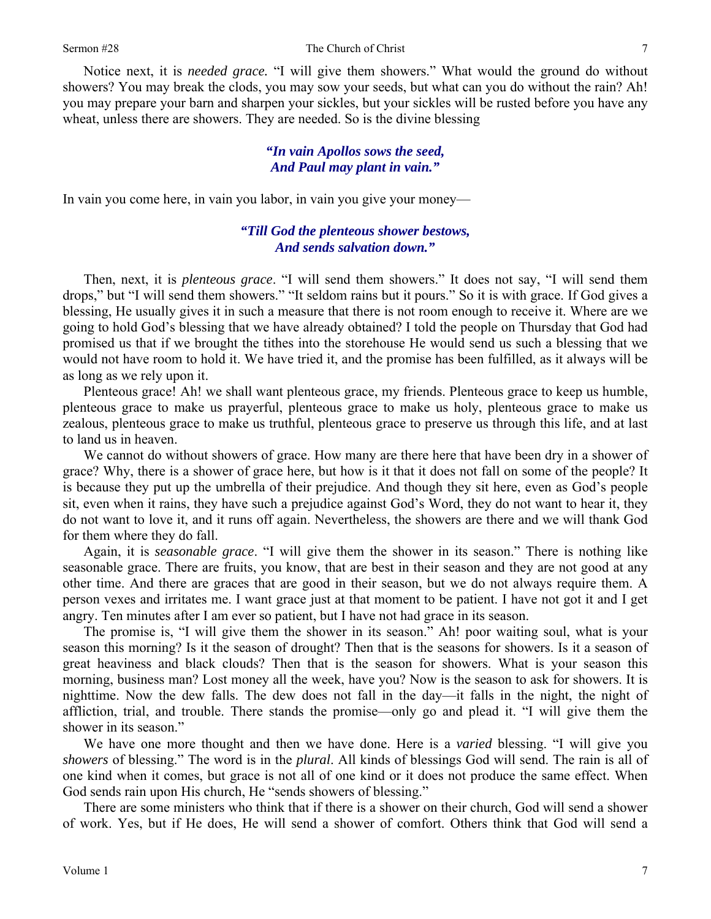Notice next, it is *needed grace.* "I will give them showers." What would the ground do without showers? You may break the clods, you may sow your seeds, but what can you do without the rain? Ah! you may prepare your barn and sharpen your sickles, but your sickles will be rusted before you have any wheat, unless there are showers. They are needed. So is the divine blessing

> ***"In vain Apollos sows the seed,***
> ***And Paul may plant in vain."***

In vain you come here, in vain you labor, in vain you give your money—

> ***"Till God the plenteous shower bestows,***
> ***And sends salvation down."***

Then, next, it is *plenteous grace*. "I will send them showers." It does not say, "I will send them drops," but "I will send them showers." "It seldom rains but it pours." So it is with grace. If God gives a blessing, He usually gives it in such a measure that there is not room enough to receive it. Where are we going to hold God's blessing that we have already obtained? I told the people on Thursday that God had promised us that if we brought the tithes into the storehouse He would send us such a blessing that we would not have room to hold it. We have tried it, and the promise has been fulfilled, as it always will be as long as we rely upon it.

Plenteous grace! Ah! we shall want plenteous grace, my friends. Plenteous grace to keep us humble, plenteous grace to make us prayerful, plenteous grace to make us holy, plenteous grace to make us zealous, plenteous grace to make us truthful, plenteous grace to preserve us through this life, and at last to land us in heaven.

We cannot do without showers of grace. How many are there here that have been dry in a shower of grace? Why, there is a shower of grace here, but how is it that it does not fall on some of the people? It is because they put up the umbrella of their prejudice. And though they sit here, even as God's people sit, even when it rains, they have such a prejudice against God's Word, they do not want to hear it, they do not want to love it, and it runs off again. Nevertheless, the showers are there and we will thank God for them where they do fall.

Again, it is *seasonable grace*. "I will give them the shower in its season." There is nothing like seasonable grace. There are fruits, you know, that are best in their season and they are not good at any other time. And there are graces that are good in their season, but we do not always require them. A person vexes and irritates me. I want grace just at that moment to be patient. I have not got it and I get angry. Ten minutes after I am ever so patient, but I have not had grace in its season.

The promise is, "I will give them the shower in its season." Ah! poor waiting soul, what is your season this morning? Is it the season of drought? Then that is the seasons for showers. Is it a season of great heaviness and black clouds? Then that is the season for showers. What is your season this morning, business man? Lost money all the week, have you? Now is the season to ask for showers. It is nighttime. Now the dew falls. The dew does not fall in the day—it falls in the night, the night of affliction, trial, and trouble. There stands the promise—only go and plead it. "I will give them the shower in its season."

We have one more thought and then we have done. Here is a *varied* blessing. "I will give you *showers* of blessing." The word is in the *plural*. All kinds of blessings God will send. The rain is all of one kind when it comes, but grace is not all of one kind or it does not produce the same effect. When God sends rain upon His church, He "sends showers of blessing."

There are some ministers who think that if there is a shower on their church, God will send a shower of work. Yes, but if He does, He will send a shower of comfort. Others think that God will send a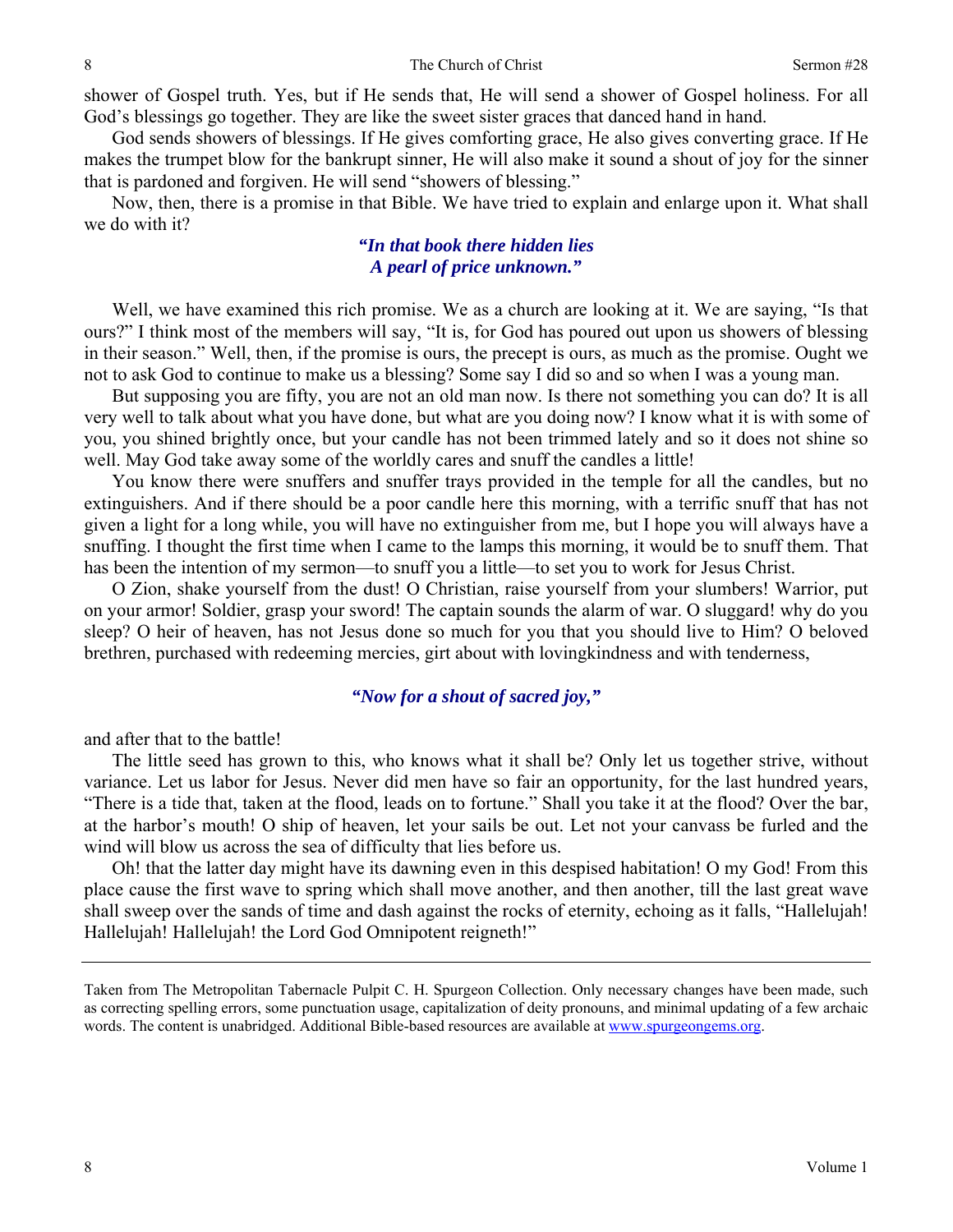shower of Gospel truth. Yes, but if He sends that, He will send a shower of Gospel holiness. For all God's blessings go together. They are like the sweet sister graces that danced hand in hand.

God sends showers of blessings. If He gives comforting grace, He also gives converting grace. If He makes the trumpet blow for the bankrupt sinner, He will also make it sound a shout of joy for the sinner that is pardoned and forgiven. He will send "showers of blessing."

Now, then, there is a promise in that Bible. We have tried to explain and enlarge upon it. What shall we do with it?

*"In that book there hidden lies*
*A pearl of price unknown."*

Well, we have examined this rich promise. We as a church are looking at it. We are saying, "Is that ours?" I think most of the members will say, "It is, for God has poured out upon us showers of blessing in their season." Well, then, if the promise is ours, the precept is ours, as much as the promise. Ought we not to ask God to continue to make us a blessing? Some say I did so and so when I was a young man.

But supposing you are fifty, you are not an old man now. Is there not something you can do? It is all very well to talk about what you have done, but what are you doing now? I know what it is with some of you, you shined brightly once, but your candle has not been trimmed lately and so it does not shine so well. May God take away some of the worldly cares and snuff the candles a little!

You know there were snuffers and snuffer trays provided in the temple for all the candles, but no extinguishers. And if there should be a poor candle here this morning, with a terrific snuff that has not given a light for a long while, you will have no extinguisher from me, but I hope you will always have a snuffing. I thought the first time when I came to the lamps this morning, it would be to snuff them. That has been the intention of my sermon—to snuff you a little—to set you to work for Jesus Christ.

O Zion, shake yourself from the dust! O Christian, raise yourself from your slumbers! Warrior, put on your armor! Soldier, grasp your sword! The captain sounds the alarm of war. O sluggard! why do you sleep? O heir of heaven, has not Jesus done so much for you that you should live to Him? O beloved brethren, purchased with redeeming mercies, girt about with lovingkindness and with tenderness,

*"Now for a shout of sacred joy,"*

and after that to the battle!

The little seed has grown to this, who knows what it shall be? Only let us together strive, without variance. Let us labor for Jesus. Never did men have so fair an opportunity, for the last hundred years, "There is a tide that, taken at the flood, leads on to fortune." Shall you take it at the flood? Over the bar, at the harbor's mouth! O ship of heaven, let your sails be out. Let not your canvass be furled and the wind will blow us across the sea of difficulty that lies before us.

Oh! that the latter day might have its dawning even in this despised habitation! O my God! From this place cause the first wave to spring which shall move another, and then another, till the last great wave shall sweep over the sands of time and dash against the rocks of eternity, echoing as it falls, "Hallelujah! Hallelujah! Hallelujah! the Lord God Omnipotent reigneth!"

---

Taken from The Metropolitan Tabernacle Pulpit C. H. Spurgeon Collection. Only necessary changes have been made, such as correcting spelling errors, some punctuation usage, capitalization of deity pronouns, and minimal updating of a few archaic words. The content is unabridged. Additional Bible-based resources are available at www.spurgeongems.org.